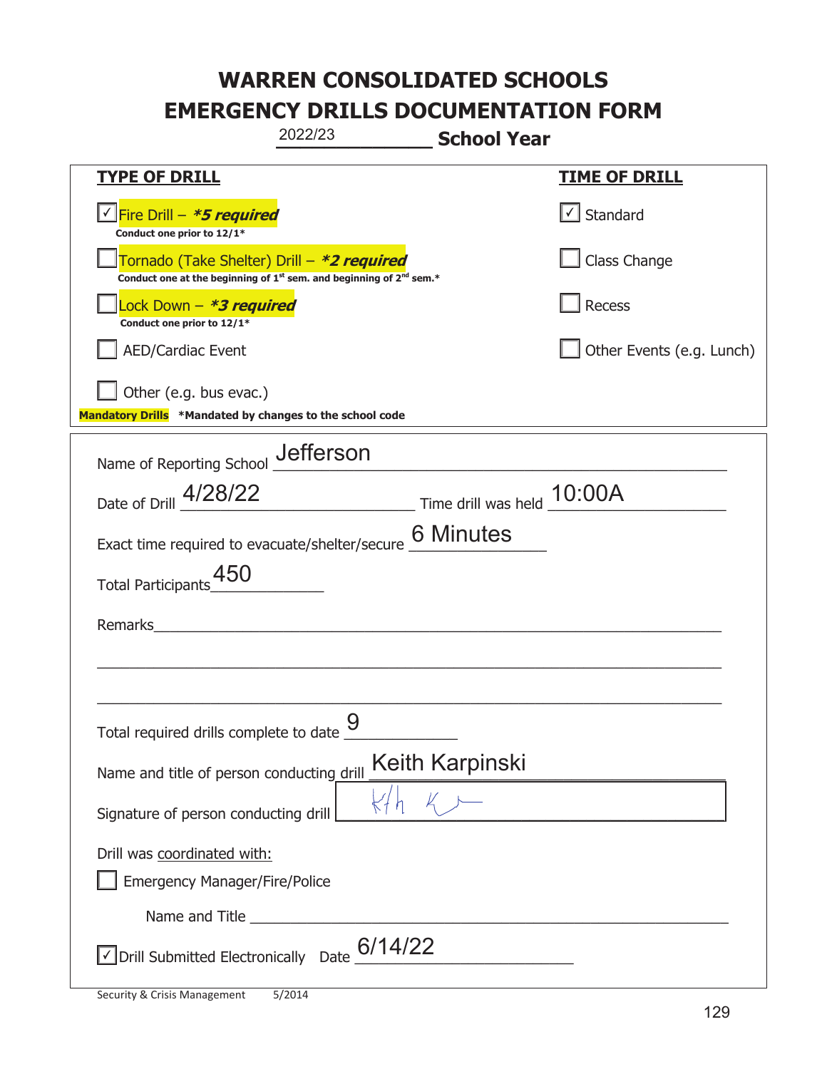# WARREN CONSOLIDATED SCHOOLS
# EMERGENCY DRILLS DOCUMENTATION FORM

2022/23 **School Year**

| TYPE OF DRILL | TIME OF DRILL |
|---|---|
| ☑ Fire Drill – ***5 required*** <br> **Conduct one prior to 12/1*** | ☑ Standard |
| ☐ Tornado (Take Shelter) Drill – ***2 required*** <br> **Conduct one at the beginning of 1st sem. and beginning of 2nd sem.*** | ☐ Class Change |
| ☐ Lock Down – ***3 required*** <br> **Conduct one prior to 12/1*** | ☐ Recess |
| ☐ AED/Cardiac Event | ☐ Other Events (e.g. Lunch) |
| ☐ Other (e.g. bus evac.) | |

**Mandatory Drills** **\*Mandated by changes to the school code**

Name of Reporting School: Jefferson

Date of Drill: 4/28/22 Time drill was held: 10:00A

Exact time required to evacuate/shelter/secure: 6 Minutes

Total Participants: 450

Remarks: ____________________

Total required drills complete to date: 9

Name and title of person conducting drill: Keith Karpinski

Signature of person conducting drill: [signature]

Drill was coordinated with:

☐ Emergency Manager/Fire/Police

Name and Title ____________________

☑ Drill Submitted Electronically Date: 6/14/22

Security & Crisis Management 5/2014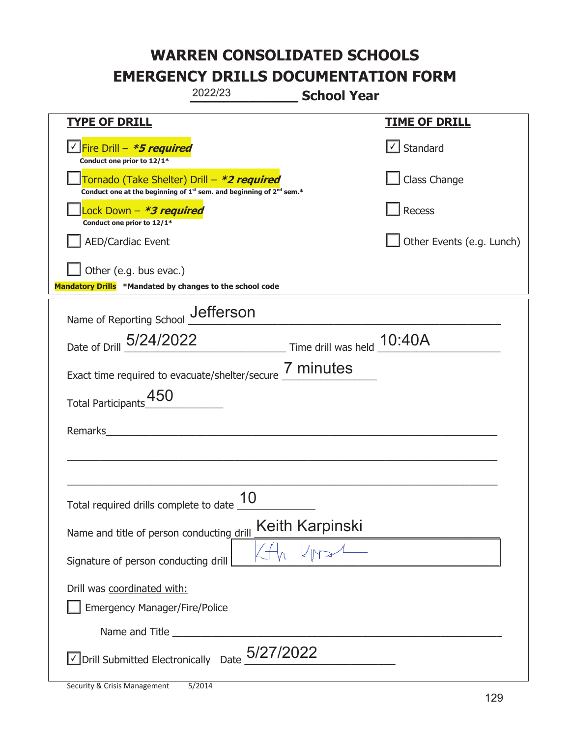# WARREN CONSOLIDATED SCHOOLS
# EMERGENCY DRILLS DOCUMENTATION FORM

2022/23 **School Year**

| **TYPE OF DRILL** | **TIME OF DRILL** |
|---|---|
| ☑ Fire Drill – ***5 required*** <br> **Conduct one prior to 12/1*** | ☑ Standard |
| ☐ Tornado (Take Shelter) Drill – ***2 required*** <br> **Conduct one at the beginning of 1st sem. and beginning of 2nd sem.*** | ☐ Class Change |
| ☐ Lock Down – ***3 required*** <br> **Conduct one prior to 12/1*** | ☐ Recess |
| ☐ AED/Cardiac Event | ☐ Other Events (e.g. Lunch) |
| ☐ Other (e.g. bus evac.) | |

**Mandatory Drills** **\*Mandated by changes to the school code**

Name of Reporting School: Jefferson

Date of Drill: 5/24/2022 Time drill was held: 10:40A

Exact time required to evacuate/shelter/secure: 7 minutes

Total Participants: 450

Remarks: ______________________________

Total required drills complete to date: 10

Name and title of person conducting drill: Keith Karpinski

Signature of person conducting drill: [signature]

Drill was coordinated with:

☐ Emergency Manager/Fire/Police

Name and Title ______________________________

☑ Drill Submitted Electronically Date: 5/27/2022

Security & Crisis Management 5/2014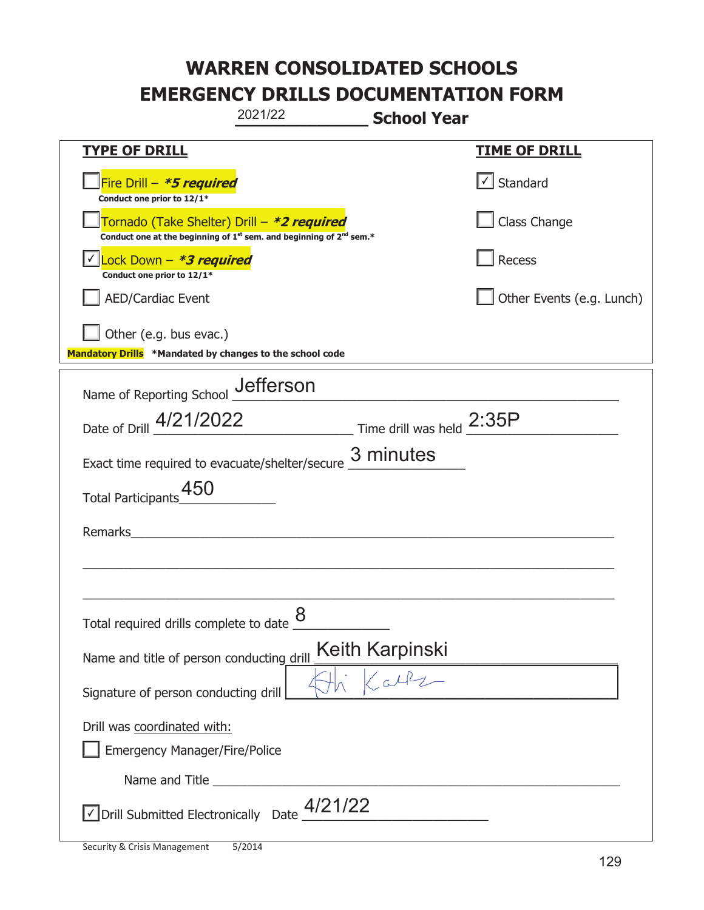# WARREN CONSOLIDATED SCHOOLS
# EMERGENCY DRILLS DOCUMENTATION FORM

2021/22 **School Year**

| TYPE OF DRILL | TIME OF DRILL |
|---|---|
| ☐ Fire Drill – ***5 required*** <br> **Conduct one prior to 12/1*** | ☑ Standard |
| ☐ Tornado (Take Shelter) Drill – ***2 required*** <br> **Conduct one at the beginning of 1st sem. and beginning of 2nd sem.*** | ☐ Class Change |
| ☑ Lock Down – ***3 required*** <br> **Conduct one prior to 12/1*** | ☐ Recess |
| ☐ AED/Cardiac Event | ☐ Other Events (e.g. Lunch) |
| ☐ Other (e.g. bus evac.) | |

**Mandatory Drills** **\*Mandated by changes to the school code**

Name of Reporting School: Jefferson

Date of Drill: 4/21/2022 Time drill was held: 2:35P

Exact time required to evacuate/shelter/secure: 3 minutes

Total Participants: 450

Remarks: ___

Total required drills complete to date: 8

Name and title of person conducting drill: Keith Karpinski

Signature of person conducting drill: [signature]

Drill was coordinated with:

☐ Emergency Manager/Fire/Police

Name and Title ___

☑ Drill Submitted Electronically Date: 4/21/22

Security & Crisis Management 5/2014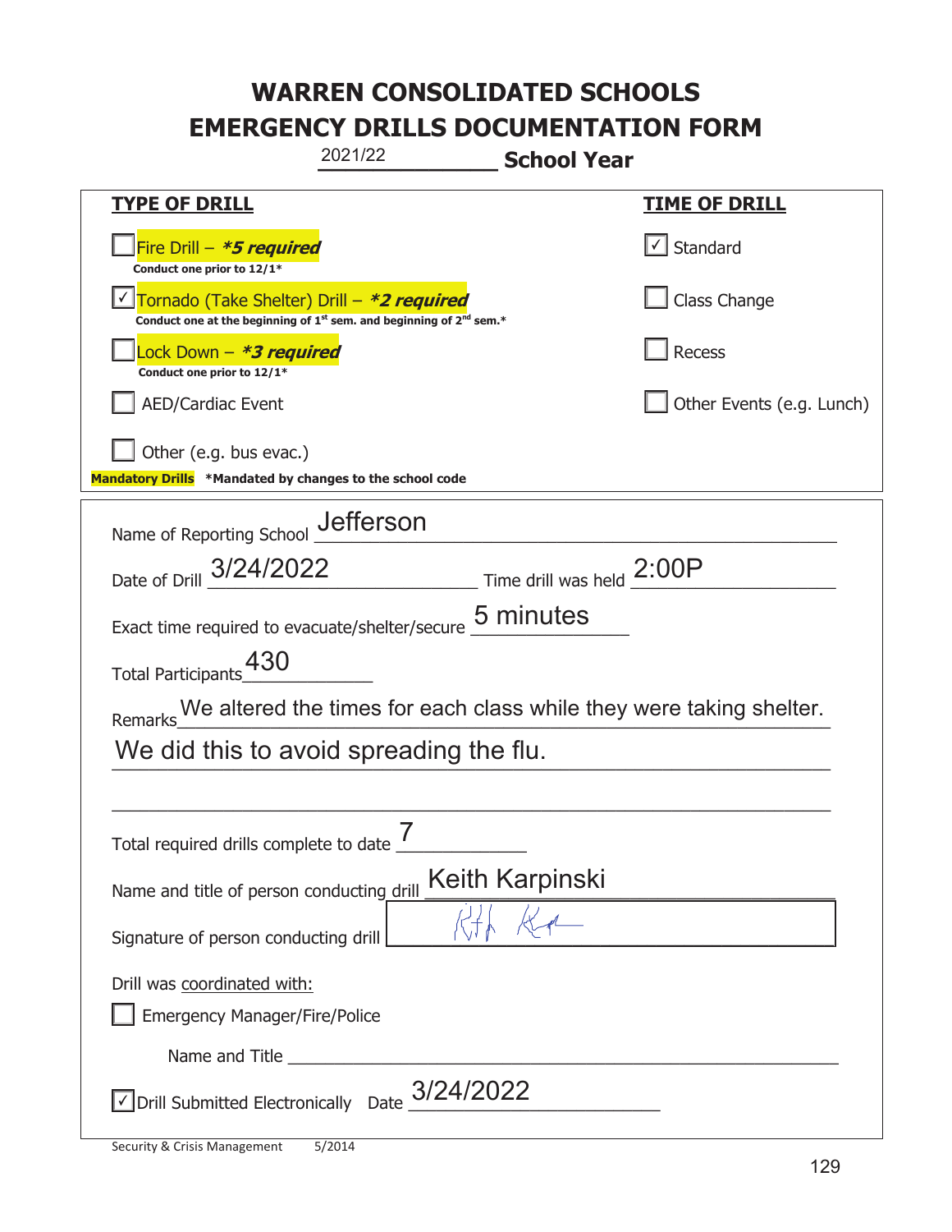# WARREN CONSOLIDATED SCHOOLS
# EMERGENCY DRILLS DOCUMENTATION FORM

2021/22 **School Year**

| **TYPE OF DRILL** | **TIME OF DRILL** |
|---|---|
| ☐ Fire Drill – ***5 required*** <br> **Conduct one prior to 12/1*** | ☑ Standard |
| ☑ Tornado (Take Shelter) Drill – ***2 required*** <br> **Conduct one at the beginning of 1st sem. and beginning of 2nd sem.*** | ☐ Class Change |
| ☐ Lock Down – ***3 required*** <br> **Conduct one prior to 12/1*** | ☐ Recess |
| ☐ AED/Cardiac Event | ☐ Other Events (e.g. Lunch) |
| ☐ Other (e.g. bus evac.) | |

**Mandatory Drills** **\*Mandated by changes to the school code**

Name of Reporting School: Jefferson

Date of Drill: 3/24/2022 Time drill was held: 2:00P

Exact time required to evacuate/shelter/secure: 5 minutes

Total Participants: 430

Remarks: We altered the times for each class while they were taking shelter. We did this to avoid spreading the flu.

Total required drills complete to date: 7

Name and title of person conducting drill: Keith Karpinski

Signature of person conducting drill: [signature]

Drill was coordinated with:

☐ Emergency Manager/Fire/Police

Name and Title ______________________

☑ Drill Submitted Electronically Date: 3/24/2022

Security & Crisis Management 5/2014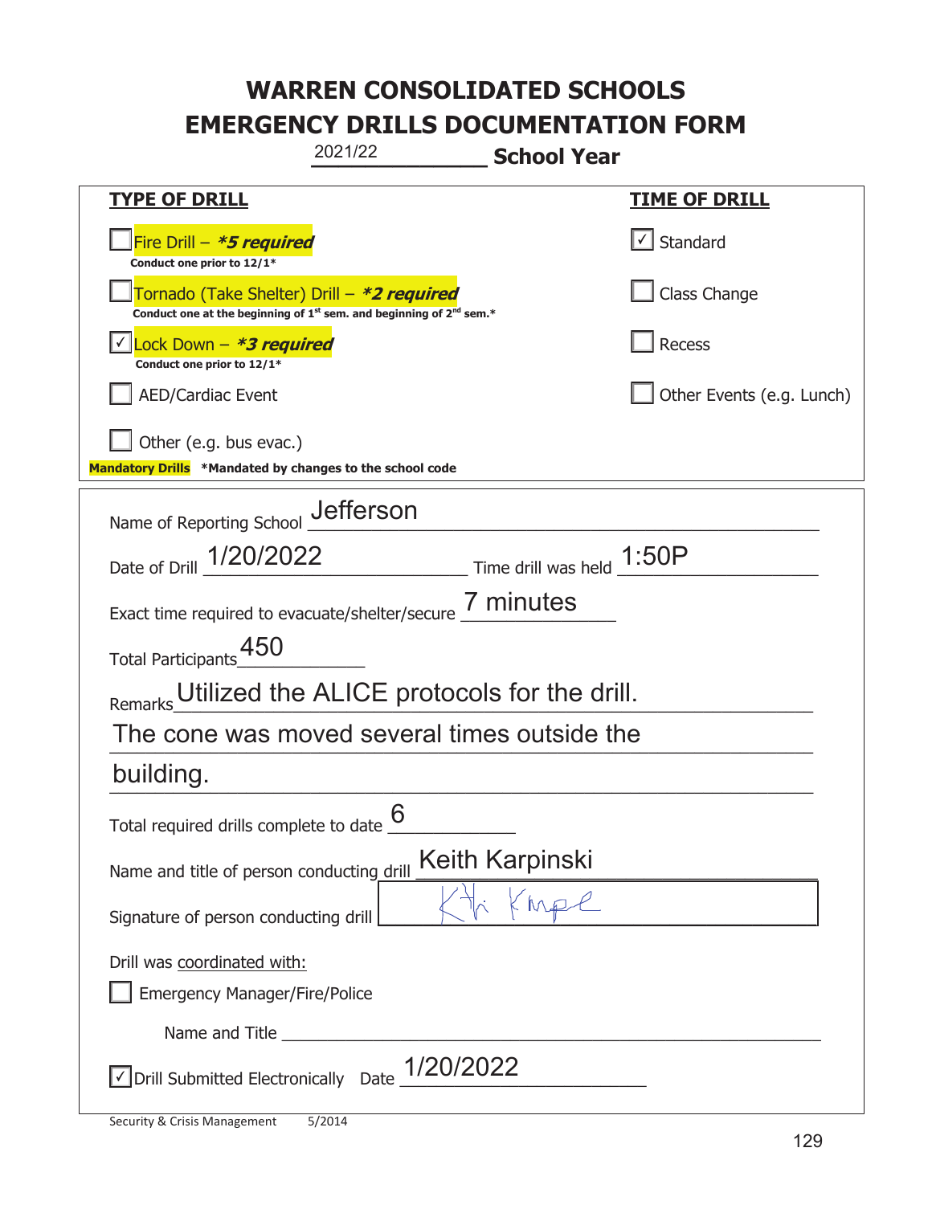# WARREN CONSOLIDATED SCHOOLS
# EMERGENCY DRILLS DOCUMENTATION FORM

2021/22 **School Year**

| **TYPE OF DRILL** | **TIME OF DRILL** |
|---|---|
| ☐ Fire Drill – ***5 required*** <br> **Conduct one prior to 12/1*** | ☑ Standard |
| ☐ Tornado (Take Shelter) Drill – ***2 required*** <br> **Conduct one at the beginning of 1st sem. and beginning of 2nd sem.*** | ☐ Class Change |
| ☑ Lock Down – ***3 required*** <br> **Conduct one prior to 12/1*** | ☐ Recess |
| ☐ AED/Cardiac Event | ☐ Other Events (e.g. Lunch) |
| ☐ Other (e.g. bus evac.) | |

**Mandatory Drills** **\*Mandated by changes to the school code**

Name of Reporting School: Jefferson

Date of Drill: 1/20/2022 Time drill was held: 1:50P

Exact time required to evacuate/shelter/secure: 7 minutes

Total Participants: 450

Remarks: Utilized the ALICE protocols for the drill. The cone was moved several times outside the building.

Total required drills complete to date: 6

Name and title of person conducting drill: Keith Karpinski

Signature of person conducting drill: [signature]

Drill was coordinated with:

☐ Emergency Manager/Fire/Police

Name and Title ___________________________

☑ Drill Submitted Electronically Date: 1/20/2022

Security & Crisis Management 5/2014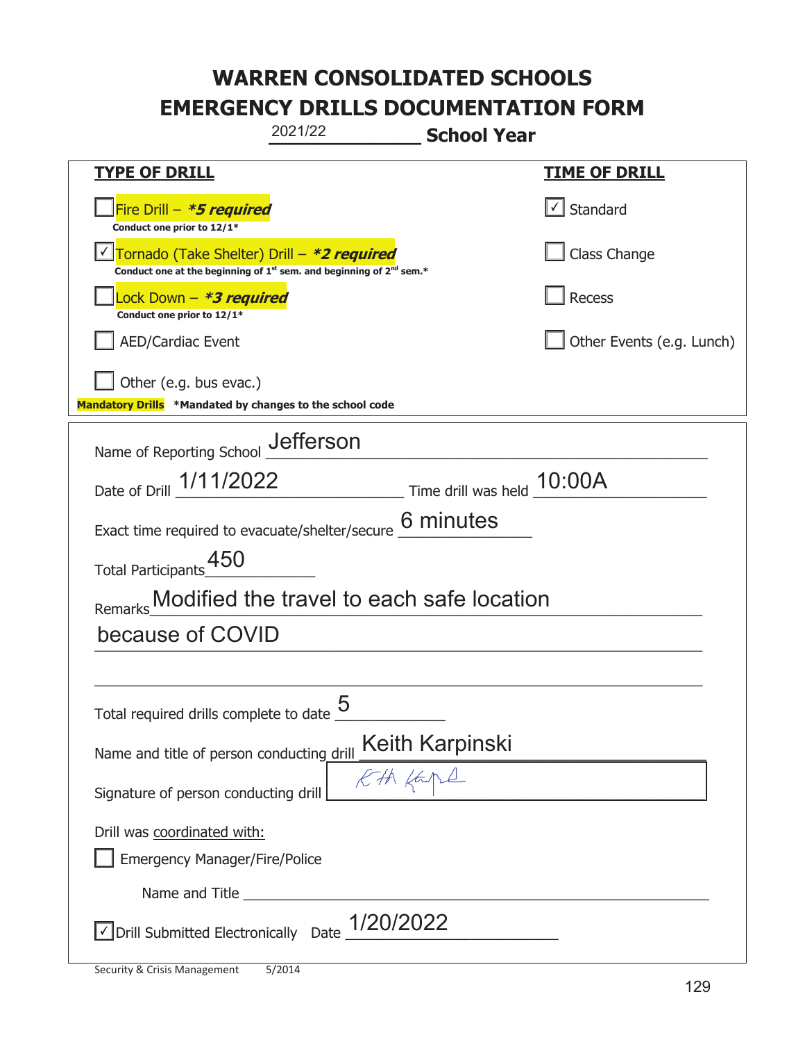# WARREN CONSOLIDATED SCHOOLS
# EMERGENCY DRILLS DOCUMENTATION FORM

2021/22 **School Year**

| **TYPE OF DRILL** | **TIME OF DRILL** |
|---|---|
| ☐ Fire Drill – ***5 required*** <br> **Conduct one prior to 12/1*** | ☑ Standard |
| ☑ Tornado (Take Shelter) Drill – ***2 required*** <br> **Conduct one at the beginning of 1st sem. and beginning of 2nd sem.*** | ☐ Class Change |
| ☐ Lock Down – ***3 required*** <br> **Conduct one prior to 12/1*** | ☐ Recess |
| ☐ AED/Cardiac Event | ☐ Other Events (e.g. Lunch) |
| ☐ Other (e.g. bus evac.) | |

**Mandatory Drills** ***Mandated by changes to the school code**

Name of Reporting School: Jefferson

Date of Drill: 1/11/2022 Time drill was held: 10:00A

Exact time required to evacuate/shelter/secure: 6 minutes

Total Participants: 450

Remarks: Modified the travel to each safe location because of COVID

Total required drills complete to date: 5

Name and title of person conducting drill: Keith Karpinski

Signature of person conducting drill: [signature]

Drill was coordinated with:

☐ Emergency Manager/Fire/Police

Name and Title: ______________________

☑ Drill Submitted Electronically Date: 1/20/2022

Security & Crisis Management 5/2014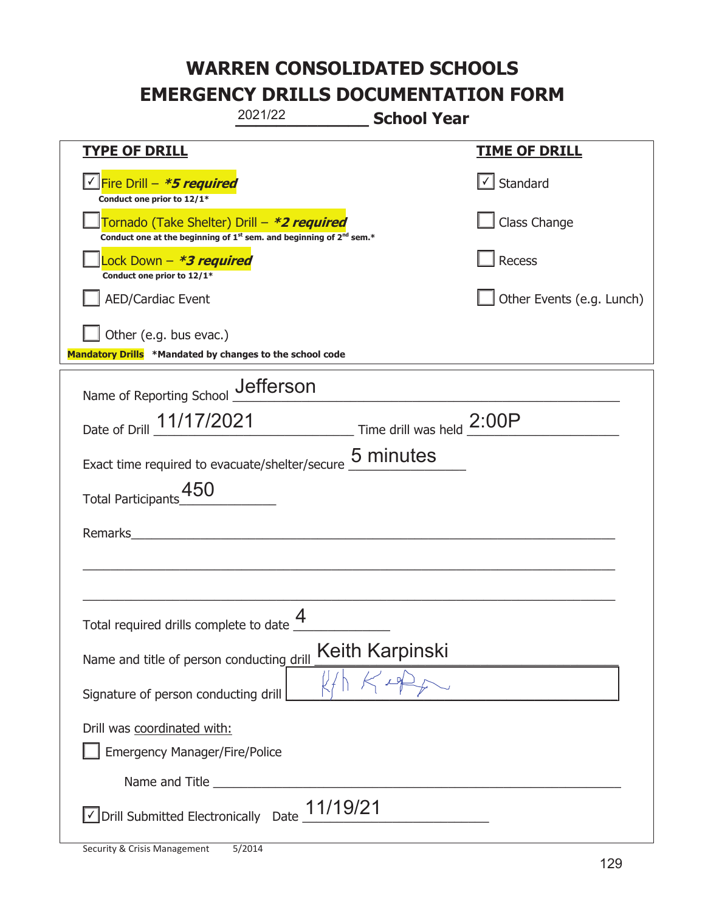# WARREN CONSOLIDATED SCHOOLS
# EMERGENCY DRILLS DOCUMENTATION FORM

2021/22 **School Year**

| **TYPE OF DRILL** | **TIME OF DRILL** |
|---|---|
| ☑ Fire Drill – ***5 required*** <br> **Conduct one prior to 12/1*** | ☑ Standard |
| ☐ Tornado (Take Shelter) Drill – ***2 required*** <br> **Conduct one at the beginning of 1st sem. and beginning of 2nd sem.*** | ☐ Class Change |
| ☐ Lock Down – ***3 required*** <br> **Conduct one prior to 12/1*** | ☐ Recess |
| ☐ AED/Cardiac Event | ☐ Other Events (e.g. Lunch) |
| ☐ Other (e.g. bus evac.) | |

**Mandatory Drills** **\*Mandated by changes to the school code**

Name of Reporting School: Jefferson

Date of Drill: 11/17/2021    Time drill was held: 2:00P

Exact time required to evacuate/shelter/secure: 5 minutes

Total Participants: 450

Remarks:

Total required drills complete to date: 4

Name and title of person conducting drill: Keith Karpinski

Signature of person conducting drill: [signature]

Drill was coordinated with:

☐ Emergency Manager/Fire/Police

Name and Title:

☑ Drill Submitted Electronically    Date: 11/19/21

Security & Crisis Management    5/2014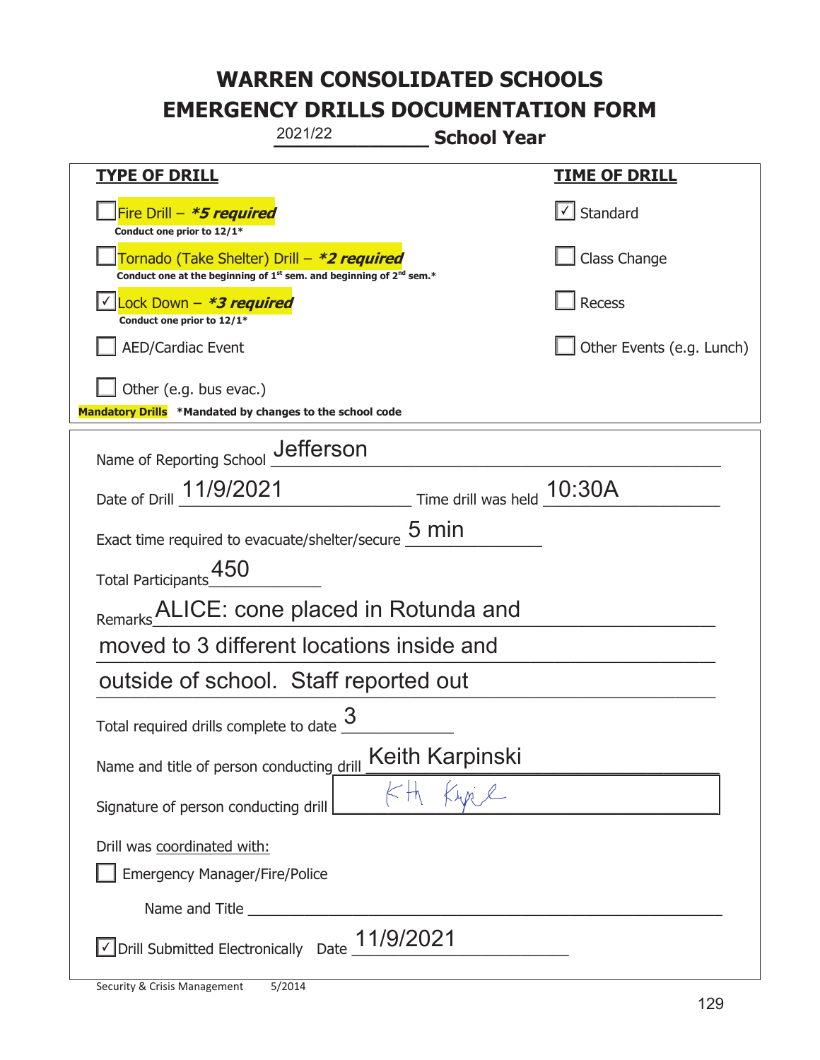# WARREN CONSOLIDATED SCHOOLS
# EMERGENCY DRILLS DOCUMENTATION FORM

2021/22 **School Year**

| **TYPE OF DRILL** | **TIME OF DRILL** |
|---|---|
| ☐ Fire Drill – ***5 required*** <br> **Conduct one prior to 12/1*** | ☑ Standard |
| ☐ Tornado (Take Shelter) Drill – ***2 required*** <br> **Conduct one at the beginning of 1st sem. and beginning of 2nd sem.*** | ☐ Class Change |
| ☑ Lock Down – ***3 required*** <br> **Conduct one prior to 12/1*** | ☐ Recess |
| ☐ AED/Cardiac Event | ☐ Other Events (e.g. Lunch) |
| ☐ Other (e.g. bus evac.) | |

**Mandatory Drills** **\*Mandated by changes to the school code**

Name of Reporting School: Jefferson

Date of Drill: 11/9/2021 Time drill was held: 10:30A

Exact time required to evacuate/shelter/secure: 5 min

Total Participants: 450

Remarks: ALICE: cone placed in Rotunda and moved to 3 different locations inside and outside of school. Staff reported out

Total required drills complete to date: 3

Name and title of person conducting drill: Keith Karpinski

Signature of person conducting drill: KH Karpinski

Drill was coordinated with:

☐ Emergency Manager/Fire/Police

Name and Title: ______________________

☑ Drill Submitted Electronically Date: 11/9/2021

Security & Crisis Management 5/2014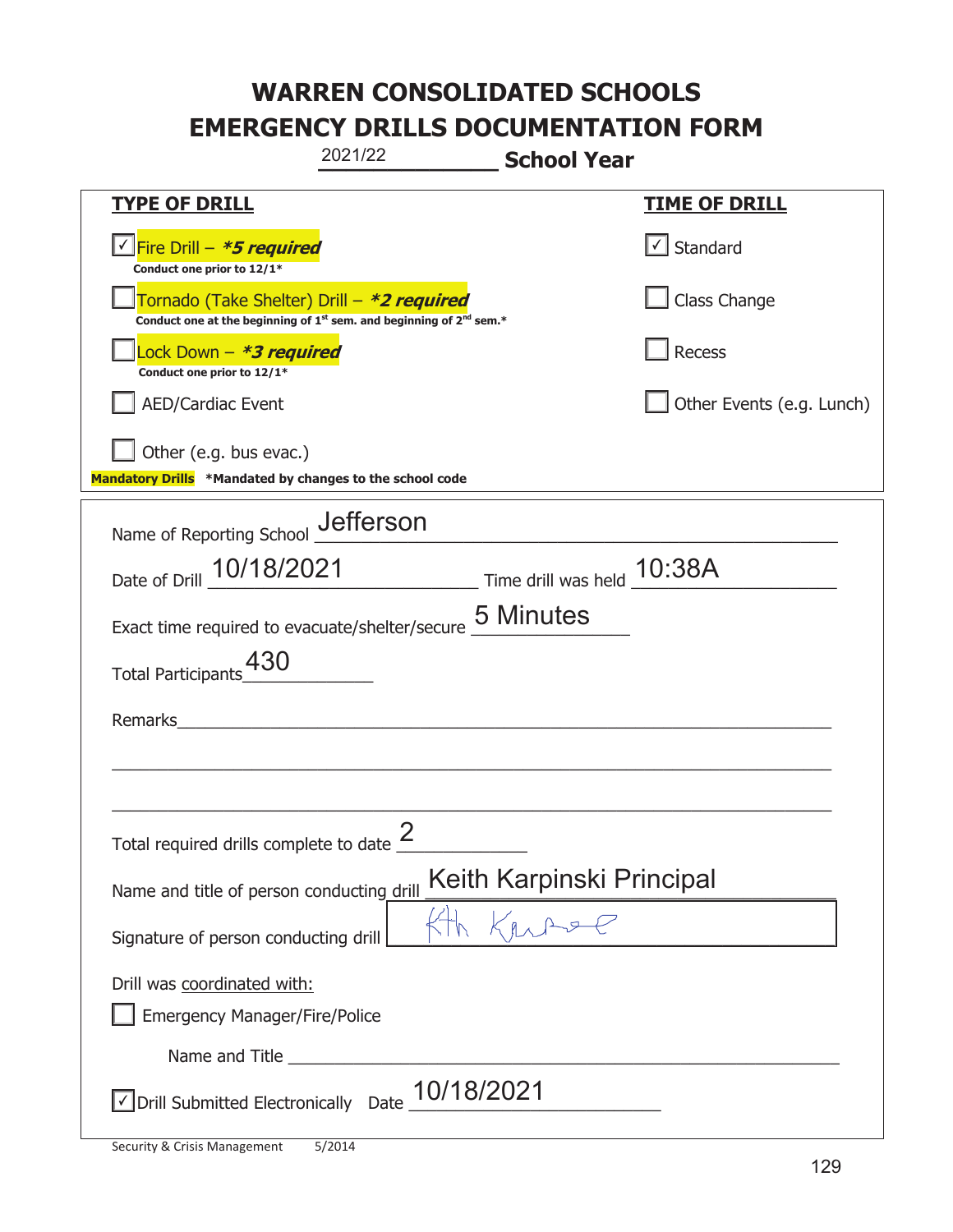# WARREN CONSOLIDATED SCHOOLS
# EMERGENCY DRILLS DOCUMENTATION FORM

2021/22 **School Year**

| **TYPE OF DRILL** | **TIME OF DRILL** |
|---|---|
| ☑ Fire Drill – ***5 required*** <br> **Conduct one prior to 12/1*** | ☑ Standard |
| ☐ Tornado (Take Shelter) Drill – ***2 required*** <br> **Conduct one at the beginning of 1st sem. and beginning of 2nd sem.*** | ☐ Class Change |
| ☐ Lock Down – ***3 required*** <br> **Conduct one prior to 12/1*** | ☐ Recess |
| ☐ AED/Cardiac Event | ☐ Other Events (e.g. Lunch) |
| ☐ Other (e.g. bus evac.) | |

**Mandatory Drills** **\*Mandated by changes to the school code**

Name of Reporting School: Jefferson

Date of Drill: 10/18/2021 Time drill was held: 10:38A

Exact time required to evacuate/shelter/secure: 5 Minutes

Total Participants: 430

Remarks: ______________________________

Total required drills complete to date: 2

Name and title of person conducting drill: Keith Karpinski Principal

Signature of person conducting drill: Kth Karpinski

Drill was coordinated with:

☐ Emergency Manager/Fire/Police

Name and Title ______________________________

☑ Drill Submitted Electronically Date: 10/18/2021

Security & Crisis Management 5/2014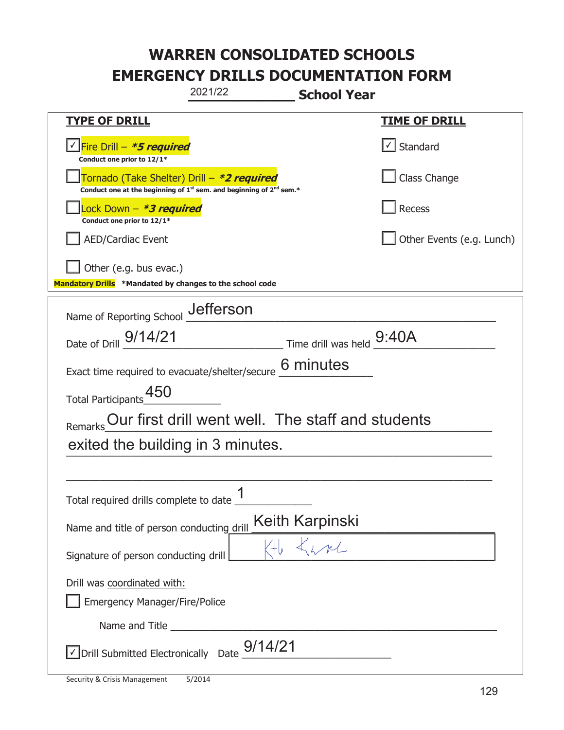# WARREN CONSOLIDATED SCHOOLS
# EMERGENCY DRILLS DOCUMENTATION FORM

2021/22 **School Year**

| **TYPE OF DRILL** | **TIME OF DRILL** |
|---|---|
| ☑ Fire Drill – ***5 required*** <br> **Conduct one prior to 12/1*** | ☑ Standard |
| ☐ Tornado (Take Shelter) Drill – ***2 required*** <br> **Conduct one at the beginning of 1st sem. and beginning of 2nd sem.*** | ☐ Class Change |
| ☐ Lock Down – ***3 required*** <br> **Conduct one prior to 12/1*** | ☐ Recess |
| ☐ AED/Cardiac Event | ☐ Other Events (e.g. Lunch) |
| ☐ Other (e.g. bus evac.) | |

**Mandatory Drills** ***Mandated by changes to the school code**

Name of Reporting School: Jefferson

Date of Drill: 9/14/21 Time drill was held: 9:40A

Exact time required to evacuate/shelter/secure: 6 minutes

Total Participants: 450

Remarks: Our first drill went well. The staff and students exited the building in 3 minutes.

Total required drills complete to date: 1

Name and title of person conducting drill: Keith Karpinski

Signature of person conducting drill: Keith Karpinski

Drill was coordinated with:

☐ Emergency Manager/Fire/Police

Name and Title: ____________________

☑ Drill Submitted Electronically Date: 9/14/21

Security & Crisis Management 5/2014